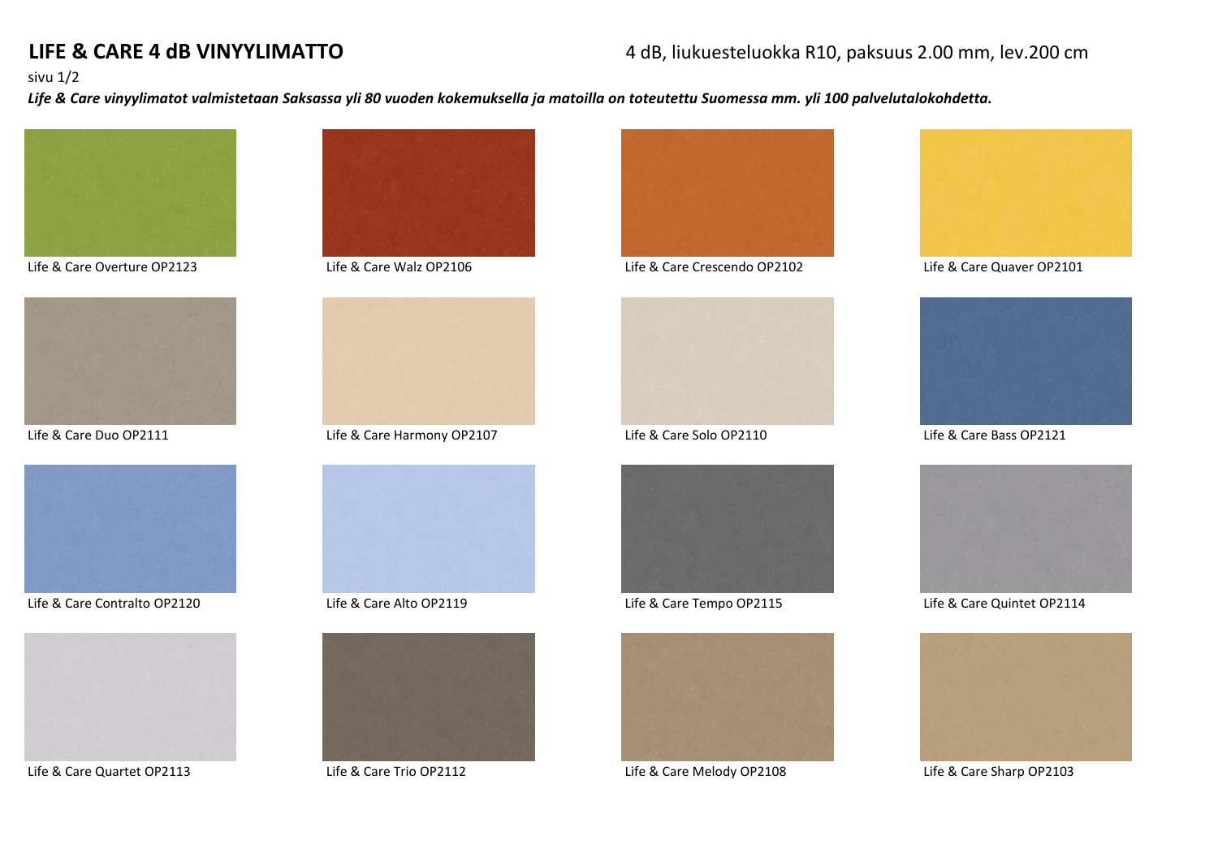# LIFE & CARE 4 dB VINYYLIMATTO

4 dB, liukuesteluokka R10, paksuus 2.00 mm, lev.200 cm

sivu 1/2

***Life & Care vinyylimatot valmistetaan Saksassa yli 80 vuoden kokemuksella ja matoilla on toteutettu Suomessa mm. yli 100 palvelutalokohdetta.***

Life & Care Overture OP2123

Life & Care Walz OP2106

Life & Care Crescendo OP2102

Life & Care Quaver OP2101

Life & Care Duo OP2111

Life & Care Harmony OP2107

Life & Care Solo OP2110

Life & Care Bass OP2121

Life & Care Contralto OP2120

Life & Care Alto OP2119

Life & Care Tempo OP2115

Life & Care Quintet OP2114

Life & Care Quartet OP2113

Life & Care Trio OP2112

Life & Care Melody OP2108

Life & Care Sharp OP2103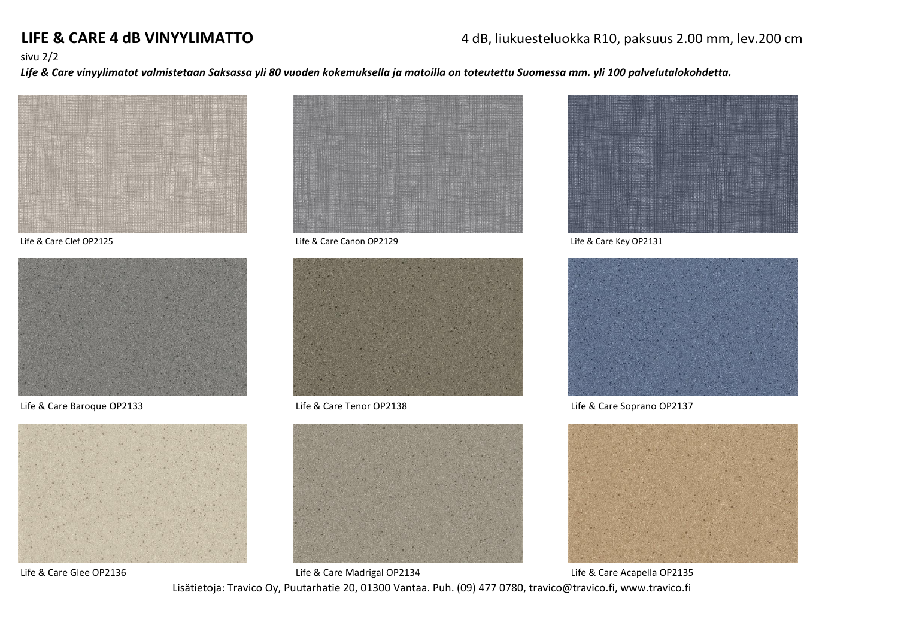# LIFE & CARE 4 dB VINYYLIMATTO

4 dB, liukuesteluokka R10, paksuus 2.00 mm, lev.200 cm

sivu 2/2

***Life & Care vinyylimatot valmistetaan Saksassa yli 80 vuoden kokemuksella ja matoilla on toteutettu Suomessa mm. yli 100 palvelutalokohdetta.***

Life & Care Clef OP2125

Life & Care Canon OP2129

Life & Care Key OP2131

Life & Care Baroque OP2133

Life & Care Tenor OP2138

Life & Care Soprano OP2137

Life & Care Glee OP2136

Life & Care Madrigal OP2134

Life & Care Acapella OP2135

Lisätietoja: Travico Oy, Puutarhatie 20, 01300 Vantaa. Puh. (09) 477 0780, travico@travico.fi, www.travico.fi